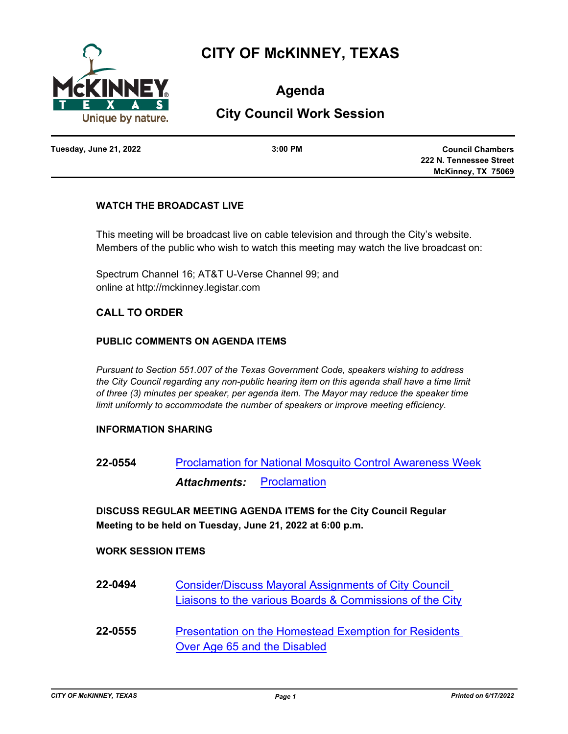# CITY OF McKINNEY, TEXAS

## Agenda

## City Council Work Session

**Tuesday, June 21, 2022** | **3:00 PM** | **Council Chambers**
**222 N. Tennessee Street**
**McKinney, TX 75069**

### WATCH THE BROADCAST LIVE

This meeting will be broadcast live on cable television and through the City's website. Members of the public who wish to watch this meeting may watch the live broadcast on:

Spectrum Channel 16; AT&T U-Verse Channel 99; and
online at http://mckinney.legistar.com

### CALL TO ORDER

### PUBLIC COMMENTS ON AGENDA ITEMS

*Pursuant to Section 551.007 of the Texas Government Code, speakers wishing to address the City Council regarding any non-public hearing item on this agenda shall have a time limit of three (3) minutes per speaker, per agenda item. The Mayor may reduce the speaker time limit uniformly to accommodate the number of speakers or improve meeting efficiency.*

### INFORMATION SHARING

**22-0554** Proclamation for National Mosquito Control Awareness Week

***Attachments:*** Proclamation

**DISCUSS REGULAR MEETING AGENDA ITEMS for the City Council Regular Meeting to be held on Tuesday, June 21, 2022 at 6:00 p.m.**

### WORK SESSION ITEMS

**22-0494** Consider/Discuss Mayoral Assignments of City Council Liaisons to the various Boards & Commissions of the City

**22-0555** Presentation on the Homestead Exemption for Residents Over Age 65 and the Disabled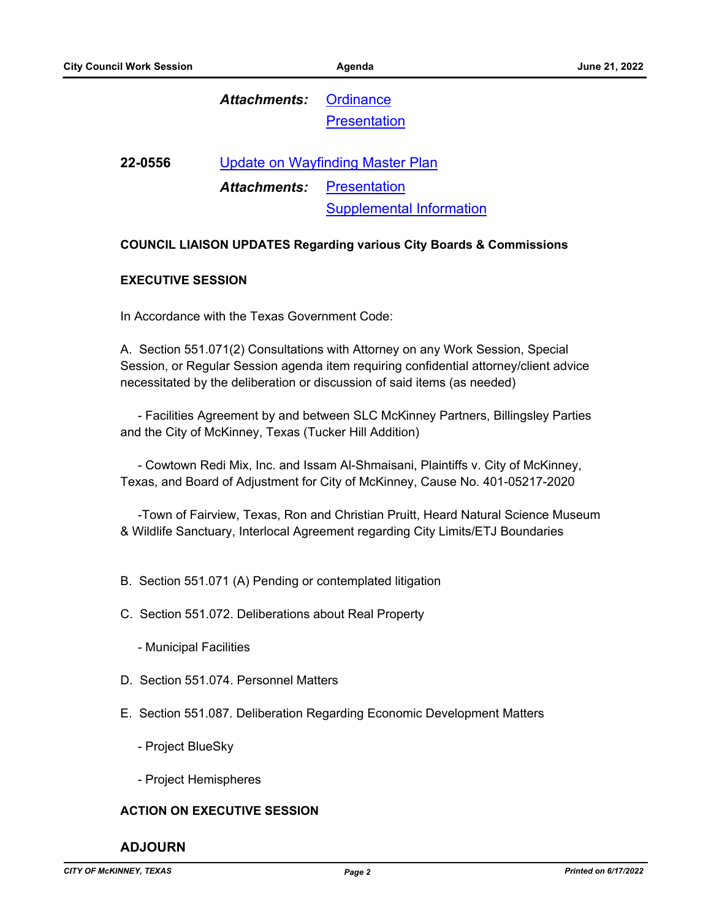***Attachments:*** Ordinance
Presentation

**22-0556** Update on Wayfinding Master Plan

***Attachments:*** Presentation
Supplemental Information

**COUNCIL LIAISON UPDATES Regarding various City Boards & Commissions**

**EXECUTIVE SESSION**

In Accordance with the Texas Government Code:

A. Section 551.071(2) Consultations with Attorney on any Work Session, Special Session, or Regular Session agenda item requiring confidential attorney/client advice necessitated by the deliberation or discussion of said items (as needed)

- Facilities Agreement by and between SLC McKinney Partners, Billingsley Parties and the City of McKinney, Texas (Tucker Hill Addition)

- Cowtown Redi Mix, Inc. and Issam Al-Shmaisani, Plaintiffs v. City of McKinney, Texas, and Board of Adjustment for City of McKinney, Cause No. 401-05217-2020

- Town of Fairview, Texas, Ron and Christian Pruitt, Heard Natural Science Museum & Wildlife Sanctuary, Interlocal Agreement regarding City Limits/ETJ Boundaries

B. Section 551.071 (A) Pending or contemplated litigation

C. Section 551.072. Deliberations about Real Property

- Municipal Facilities

D. Section 551.074. Personnel Matters

E. Section 551.087. Deliberation Regarding Economic Development Matters

- Project BlueSky

- Project Hemispheres

**ACTION ON EXECUTIVE SESSION**

## ADJOURN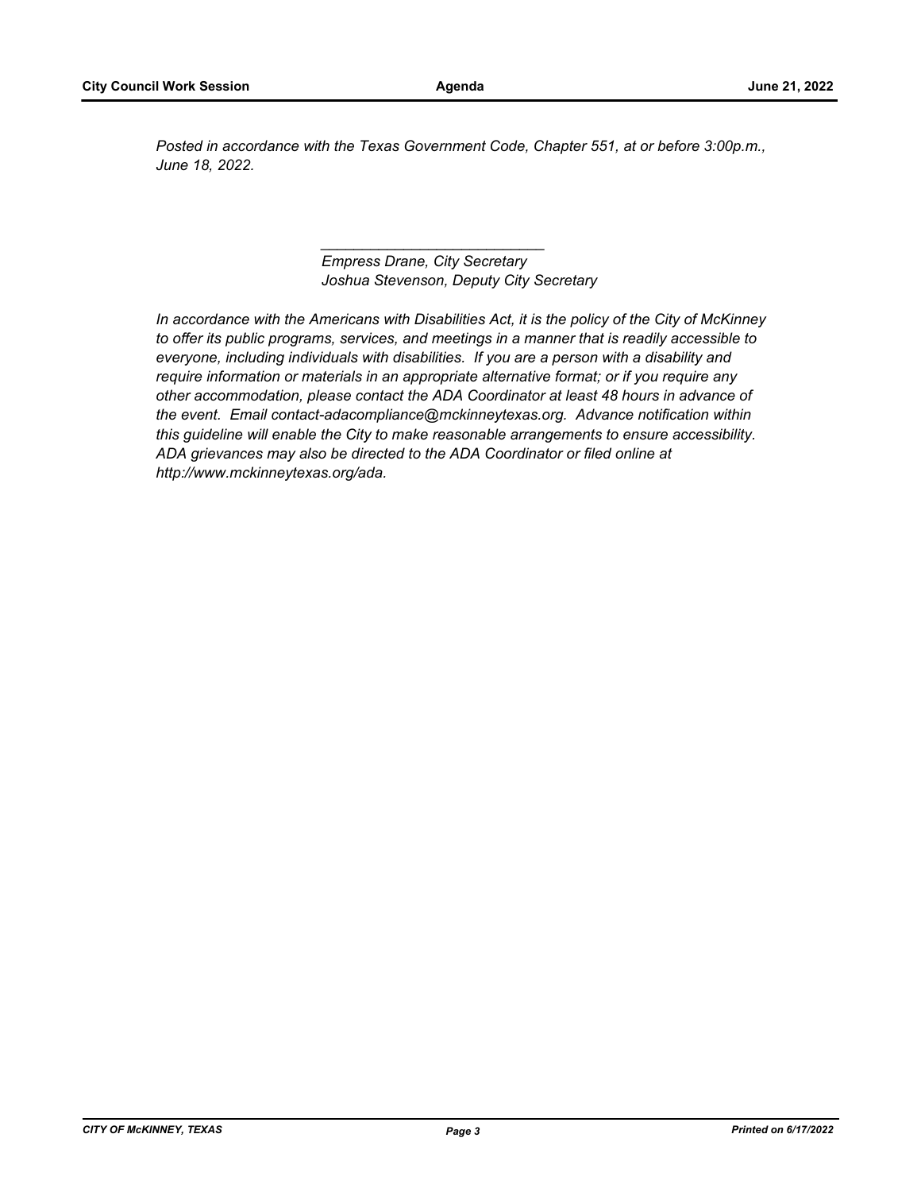*Posted in accordance with the Texas Government Code, Chapter 551, at or before 3:00p.m., June 18, 2022.*

\_\_\_\_\_\_\_\_\_\_\_\_\_\_\_\_\_\_\_\_\_\_\_\_\_\_\_\_

*Empress Drane, City Secretary*
*Joshua Stevenson, Deputy City Secretary*

*In accordance with the Americans with Disabilities Act, it is the policy of the City of McKinney to offer its public programs, services, and meetings in a manner that is readily accessible to everyone, including individuals with disabilities. If you are a person with a disability and require information or materials in an appropriate alternative format; or if you require any other accommodation, please contact the ADA Coordinator at least 48 hours in advance of the event. Email contact-adacompliance@mckinneytexas.org. Advance notification within this guideline will enable the City to make reasonable arrangements to ensure accessibility. ADA grievances may also be directed to the ADA Coordinator or filed online at http://www.mckinneytexas.org/ada.*